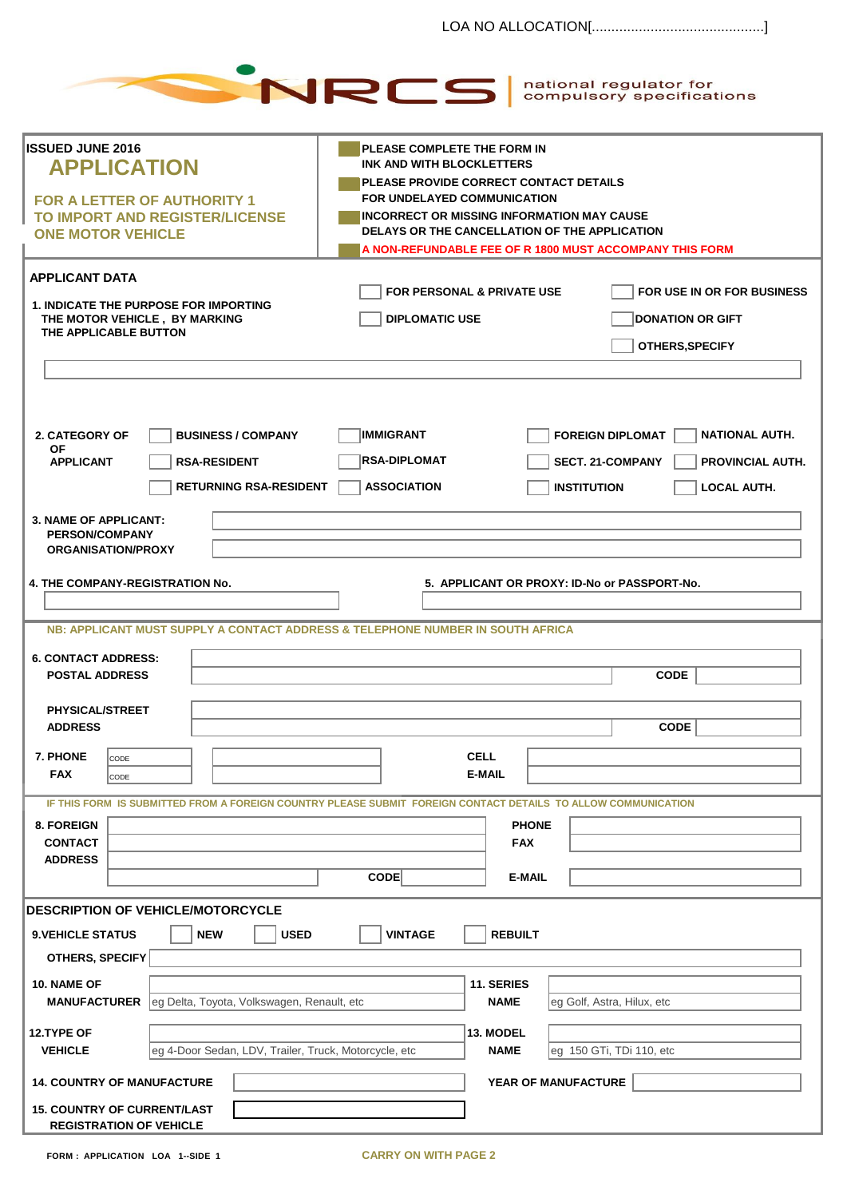LOA NO ALLOCATION[............................................]

NRCS | national regulator for compulsory specifications

**ISSUED JUNE 2016**

# APPLICATION

## FOR A LETTER OF AUTHORITY 1 TO IMPORT AND REGISTER/LICENSE ONE MOTOR VEHICLE

- PLEASE COMPLETE THE FORM IN INK AND WITH BLOCKLETTERS
- PLEASE PROVIDE CORRECT CONTACT DETAILS FOR UNDELAYED COMMUNICATION
- INCORRECT OR MISSING INFORMATION MAY CAUSE DELAYS OR THE CANCELLATION OF THE APPLICATION
- A NON-REFUNDABLE FEE OF R 1800 MUST ACCOMPANY THIS FORM

## APPLICANT DATA

**1. INDICATE THE PURPOSE FOR IMPORTING THE MOTOR VEHICLE , BY MARKING THE APPLICABLE BUTTON**

- ☐ FOR PERSONAL & PRIVATE USE
- ☐ FOR USE IN OR FOR BUSINESS
- ☐ DIPLOMATIC USE
- ☐ DONATION OR GIFT
- ☐ OTHERS,SPECIFY

[..........................................................]

**2. CATEGORY OF APPLICANT**

| | | | |
|---|---|---|---|
| ☐ BUSINESS / COMPANY | ☐ IMMIGRANT | ☐ FOREIGN DIPLOMAT | ☐ NATIONAL AUTH. |
| ☐ RSA-RESIDENT | ☐ RSA-DIPLOMAT | ☐ SECT. 21-COMPANY | ☐ PROVINCIAL AUTH. |
| ☐ RETURNING RSA-RESIDENT | ☐ ASSOCIATION | ☐ INSTITUTION | ☐ LOCAL AUTH. |

**3. NAME OF APPLICANT: PERSON/COMPANY ORGANISATION/PROXY** [..........................................................]

**4. THE COMPANY-REGISTRATION No.** [....................]

**5. APPLICANT OR PROXY: ID-No or PASSPORT-No.** [....................]

NB: APPLICANT MUST SUPPLY A CONTACT ADDRESS & TELEPHONE NUMBER IN SOUTH AFRICA

**6. CONTACT ADDRESS:**

**POSTAL ADDRESS** [..........................................................] **CODE** [..........]

**PHYSICAL/STREET ADDRESS** [..........................................................] **CODE** [..........]

**7. PHONE** CODE [..........] [....................] **CELL** [....................]

**FAX** CODE [..........] [....................] **E-MAIL** [....................]

IF THIS FORM IS SUBMITTED FROM A FOREIGN COUNTRY PLEASE SUBMIT FOREIGN CONTACT DETAILS TO ALLOW COMMUNICATION

**8. FOREIGN CONTACT ADDRESS** [..........................................................] **CODE** [..........]

**PHONE** [....................]

**FAX** [....................]

**E-MAIL** [....................]

## DESCRIPTION OF VEHICLE/MOTORCYCLE

**9.VEHICLE STATUS** ☐ NEW ☐ USED ☐ VINTAGE ☐ REBUILT

**OTHERS, SPECIFY** [..........................................................]

**10. NAME OF MANUFACTURER** [eg Delta, Toyota, Volkswagen, Renault, etc]

**11. SERIES NAME** [eg Golf, Astra, Hilux, etc]

**12.TYPE OF VEHICLE** [eg 4-Door Sedan, LDV, Trailer, Truck, Motorcycle, etc]

**13. MODEL NAME** [eg 150 GTi, TDi 110, etc]

**14. COUNTRY OF MANUFACTURE** [....................] **YEAR OF MANUFACTURE** [....................]

**15. COUNTRY OF CURRENT/LAST REGISTRATION OF VEHICLE** [....................]

FORM : APPLICATION LOA 1--SIDE 1

CARRY ON WITH PAGE 2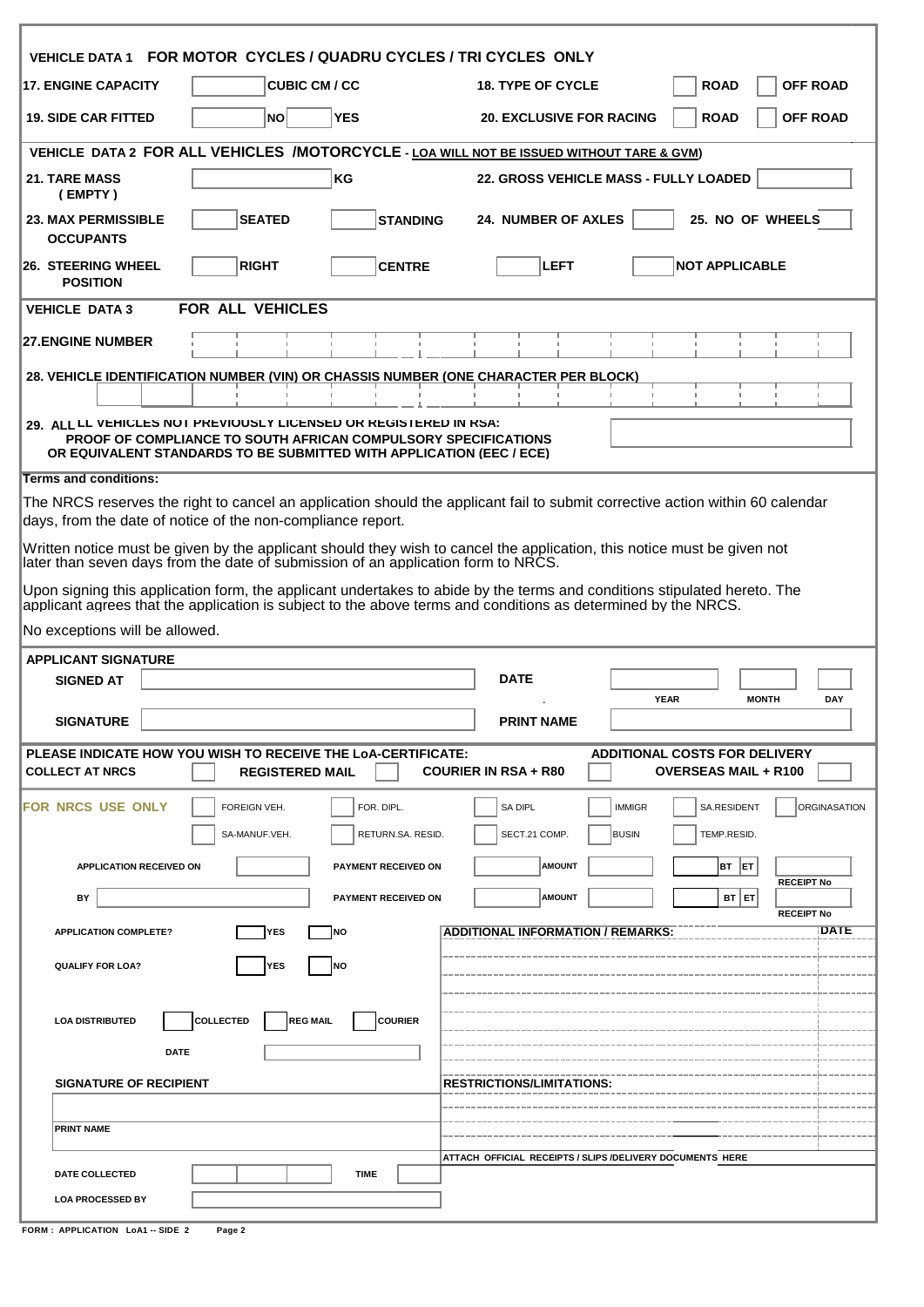## VEHICLE DATA 1 FOR MOTOR CYCLES / QUADRU CYCLES / TRI CYCLES ONLY

| | | | |
|---|---|---|---|
| **17. ENGINE CAPACITY** | ☐ CUBIC CM / CC | **18. TYPE OF CYCLE** | ☐ ROAD ☐ OFF ROAD |
| **19. SIDE CAR FITTED** | ☐ NO ☐ YES | **20. EXCLUSIVE FOR RACING** | ☐ ROAD ☐ OFF ROAD |

## VEHICLE DATA 2 FOR ALL VEHICLES /MOTORCYCLE - LOA WILL NOT BE ISSUED WITHOUT TARE & GVM)

| | | | |
|---|---|---|---|
| **21. TARE MASS (EMPTY)** | ☐ KG | **22. GROSS VEHICLE MASS - FULLY LOADED** | ☐ |
| **23. MAX PERMISSIBLE OCCUPANTS** | ☐ SEATED ☐ STANDING | **24. NUMBER OF AXLES** ☐ | **25. NO OF WHEELS** ☐ |
| **26. STEERING WHEEL POSITION** | ☐ RIGHT ☐ CENTRE | ☐ LEFT | ☐ NOT APPLICABLE |

## VEHICLE DATA 3 FOR ALL VEHICLES

**27. ENGINE NUMBER**

| | | | | | | | | | | | | | | | |
|---|---|---|---|---|---|---|---|---|---|---|---|---|---|---|---|
| | | | | | | | | | | | | | | | |

**28. VEHICLE IDENTIFICATION NUMBER (VIN) OR CHASSIS NUMBER (ONE CHARACTER PER BLOCK)**

| | | | | | | | | | | | | | | | | |
|---|---|---|---|---|---|---|---|---|---|---|---|---|---|---|---|---|
| | | | | | | | | | | | | | | | | |

**29. ALL VEHICLES NOT PREVIOUSLY LICENSED OR REGISTERED IN RSA: PROOF OF COMPLIANCE TO SOUTH AFRICAN COMPULSORY SPECIFICATIONS OR EQUIVALENT STANDARDS TO BE SUBMITTED WITH APPLICATION (EEC / ECE)** ☐

**Terms and conditions:**

The NRCS reserves the right to cancel an application should the applicant fail to submit corrective action within 60 calendar days, from the date of notice of the non-compliance report.

Written notice must be given by the applicant should they wish to cancel the application, this notice must be given not later than seven days from the date of submission of an application form to NRCS.

Upon signing this application form, the applicant undertakes to abide by the terms and conditions stipulated hereto. The applicant agrees that the application is subject to the above terms and conditions as determined by the NRCS.

No exceptions will be allowed.

## APPLICANT SIGNATURE

| | | | |
|---|---|---|---|
| **SIGNED AT** | | **DATE** | YEAR: ____ MONTH: ____ DAY: ____ |
| **SIGNATURE** | | **PRINT NAME** | |

**PLEASE INDICATE HOW YOU WISH TO RECEIVE THE LoA-CERTIFICATE:** **ADDITIONAL COSTS FOR DELIVERY**

| | | | |
|---|---|---|---|
| **COLLECT AT NRCS** ☐ | **REGISTERED MAIL** ☐ | **COURIER IN RSA + R80** ☐ | **OVERSEAS MAIL + R100** ☐ |

## FOR NRCS USE ONLY

| | | | | | |
|---|---|---|---|---|---|
| ☐ FOREIGN VEH. | ☐ FOR. DIPL. | ☐ SA DIPL | ☐ IMMIGR | ☐ SA.RESIDENT | ☐ ORGINASATION |
| ☐ SA-MANUF.VEH. | ☐ RETURN.SA. RESID. | ☐ SECT.21 COMP. | ☐ BUSIN | ☐ TEMP.RESID. | |

| | | | | | | |
|---|---|---|---|---|---|---|
| APPLICATION RECEIVED ON | | PAYMENT RECEIVED ON | | AMOUNT | BT ET | RECEIPT No |
| BY | | PAYMENT RECEIVED ON | | AMOUNT | BT ET | RECEIPT No |

| | |
|---|---|
| APPLICATION COMPLETE? ☐ YES ☐ NO | **ADDITIONAL INFORMATION / REMARKS:** — **DATE** |
| QUALIFY FOR LOA? ☐ YES ☐ NO | |
| LOA DISTRIBUTED ☐ COLLECTED ☐ REG MAIL ☐ COURIER | |
| DATE | |
| **SIGNATURE OF RECIPIENT** | **RESTRICTIONS/LIMITATIONS:** |
| PRINT NAME | |
| DATE COLLECTED ____ TIME ____ | ATTACH OFFICIAL RECEIPTS / SLIPS /DELIVERY DOCUMENTS HERE |
| LOA PROCESSED BY | |

FORM : APPLICATION LoA1 -- SIDE 2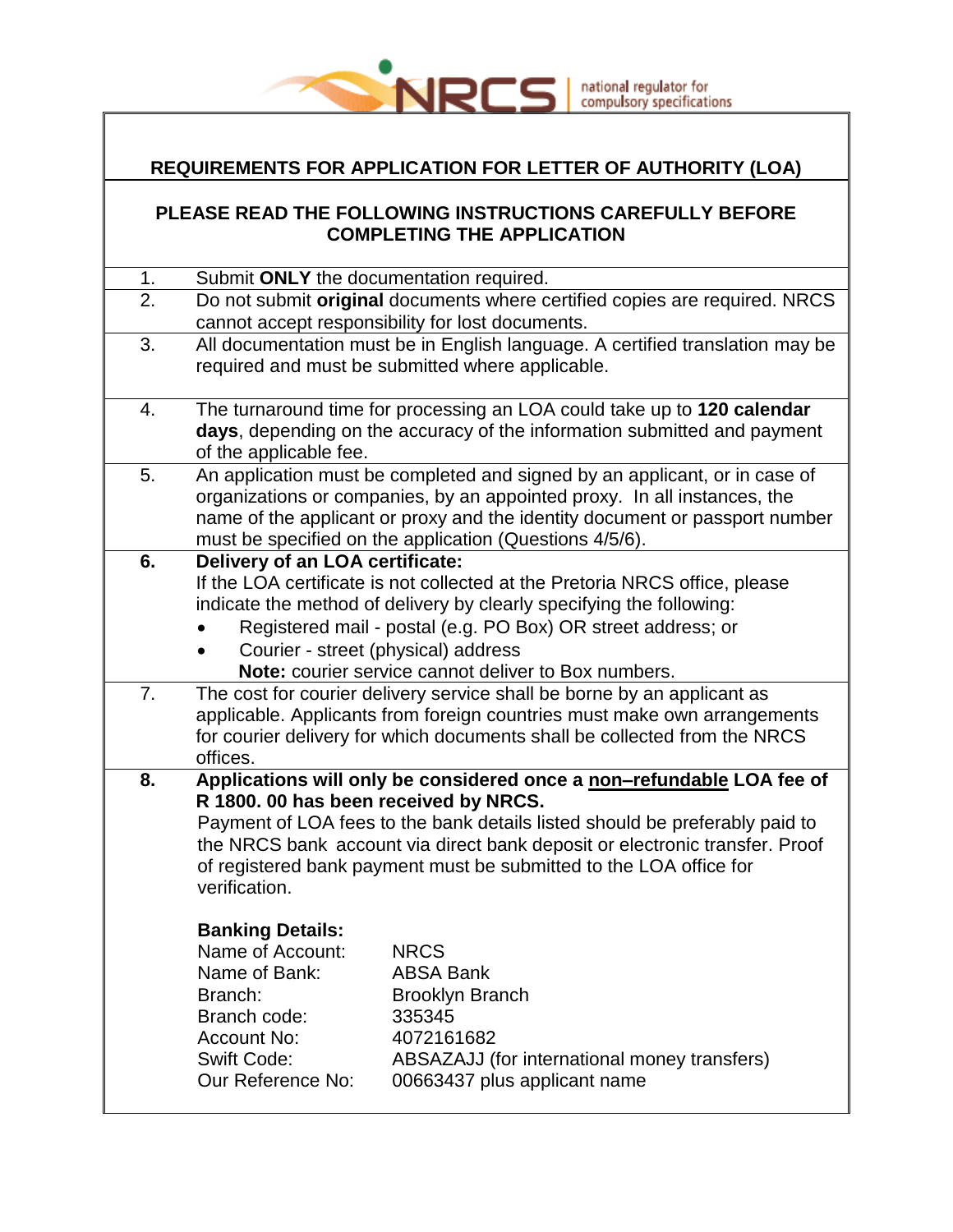## REQUIREMENTS FOR APPLICATION FOR LETTER OF AUTHORITY (LOA)

### PLEASE READ THE FOLLOWING INSTRUCTIONS CAREFULLY BEFORE COMPLETING THE APPLICATION

1. Submit **ONLY** the documentation required.
2. Do not submit **original** documents where certified copies are required. NRCS cannot accept responsibility for lost documents.
3. All documentation must be in English language. A certified translation may be required and must be submitted where applicable.
4. The turnaround time for processing an LOA could take up to **120 calendar days**, depending on the accuracy of the information submitted and payment of the applicable fee.
5. An application must be completed and signed by an applicant, or in case of organizations or companies, by an appointed proxy. In all instances, the name of the applicant or proxy and the identity document or passport number must be specified on the application (Questions 4/5/6).
6. **Delivery of an LOA certificate:**
   If the LOA certificate is not collected at the Pretoria NRCS office, please indicate the method of delivery by clearly specifying the following:
   - Registered mail - postal (e.g. PO Box) OR street address; or
   - Courier - street (physical) address

   **Note:** courier service cannot deliver to Box numbers.
7. The cost for courier delivery service shall be borne by an applicant as applicable. Applicants from foreign countries must make own arrangements for courier delivery for which documents shall be collected from the NRCS offices.
8. **Applications will only be considered once a <u>non–refundable</u> LOA fee of R 1800. 00 has been received by NRCS.**
   Payment of LOA fees to the bank details listed should be preferably paid to the NRCS bank account via direct bank deposit or electronic transfer. Proof of registered bank payment must be submitted to the LOA office for verification.

   **Banking Details:**

   | | |
   |---|---|
   | Name of Account: | NRCS |
   | Name of Bank: | ABSA Bank |
   | Branch: | Brooklyn Branch |
   | Branch code: | 335345 |
   | Account No: | 4072161682 |
   | Swift Code: | ABSAZAJJ (for international money transfers) |
   | Our Reference No: | 00663437 plus applicant name |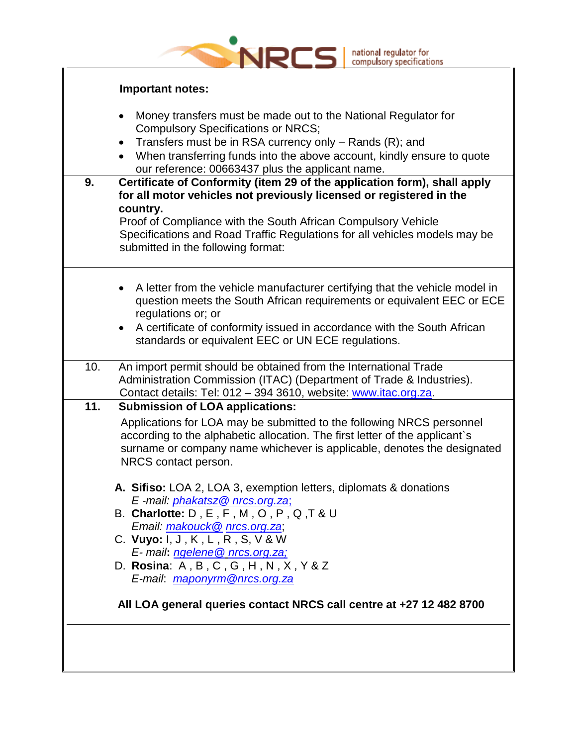**Important notes:**

- Money transfers must be made out to the National Regulator for Compulsory Specifications or NRCS;
- Transfers must be in RSA currency only – Rands (R); and
- When transferring funds into the above account, kindly ensure to quote our reference: 00663437 plus the applicant name.

**9. Certificate of Conformity (item 29 of the application form), shall apply for all motor vehicles not previously licensed or registered in the country.**

Proof of Compliance with the South African Compulsory Vehicle Specifications and Road Traffic Regulations for all vehicles models may be submitted in the following format:

- A letter from the vehicle manufacturer certifying that the vehicle model in question meets the South African requirements or equivalent EEC or ECE regulations or; or
- A certificate of conformity issued in accordance with the South African standards or equivalent EEC or UN ECE regulations.

10. An import permit should be obtained from the International Trade Administration Commission (ITAC) (Department of Trade & Industries). Contact details: Tel: 012 – 394 3610, website: www.itac.org.za.

**11. Submission of LOA applications:**

Applications for LOA may be submitted to the following NRCS personnel according to the alphabetic allocation. The first letter of the applicant`s surname or company name whichever is applicable, denotes the designated NRCS contact person.

**A.** **Sifiso:** LOA 2, LOA 3, exemption letters, diplomats & donations
*E -mail: phakatsz@ nrcs.org.za;*

B. **Charlotte:** D , E , F , M , O , P , Q ,T & U
*Email: makouck@ nrcs.org.za*;

C. **Vuyo:** I, J , K , L , R , S, V & W
*E- mail*: *ngelene@ nrcs.org.za;*

D. **Rosina**: A , B , C , G , H , N , X , Y & Z
*E-mail*: *maponyrm@nrcs.org.za*

**All LOA general queries contact NRCS call centre at +27 12 482 8700**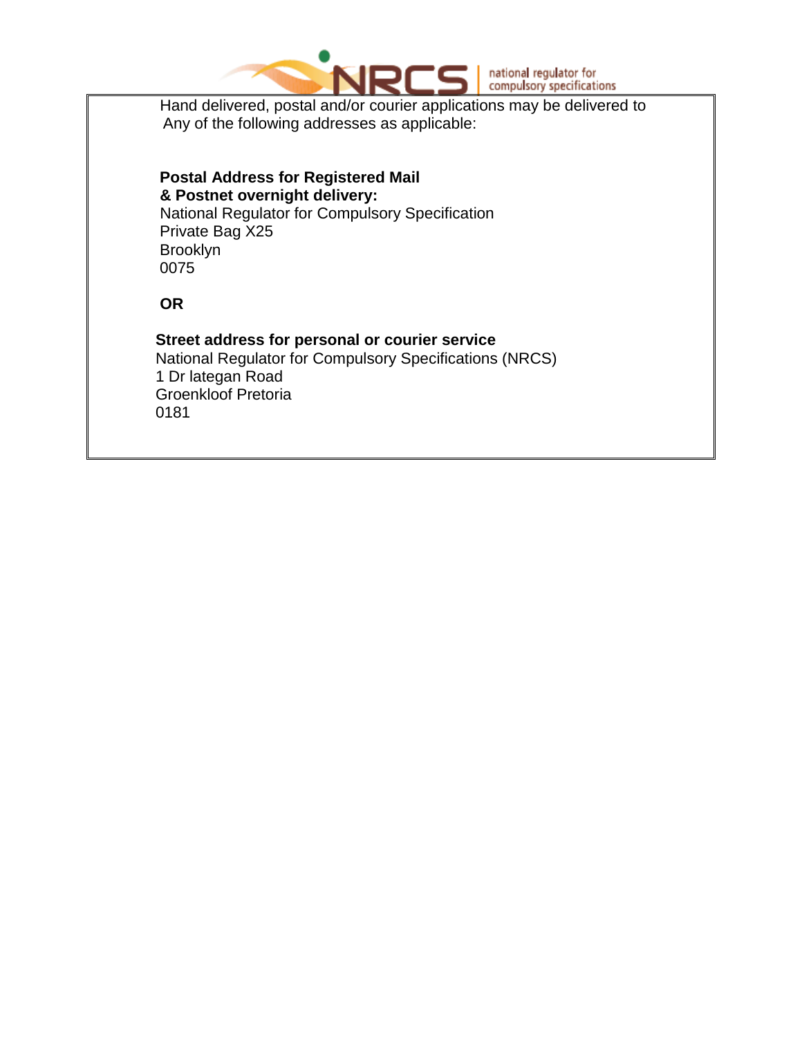Hand delivered, postal and/or courier applications may be delivered to Any of the following addresses as applicable:

**Postal Address for Registered Mail & Postnet overnight delivery:**
National Regulator for Compulsory Specification
Private Bag X25
Brooklyn
0075

**OR**

**Street address for personal or courier service**
National Regulator for Compulsory Specifications (NRCS)
1 Dr lategan Road
Groenkloof Pretoria
0181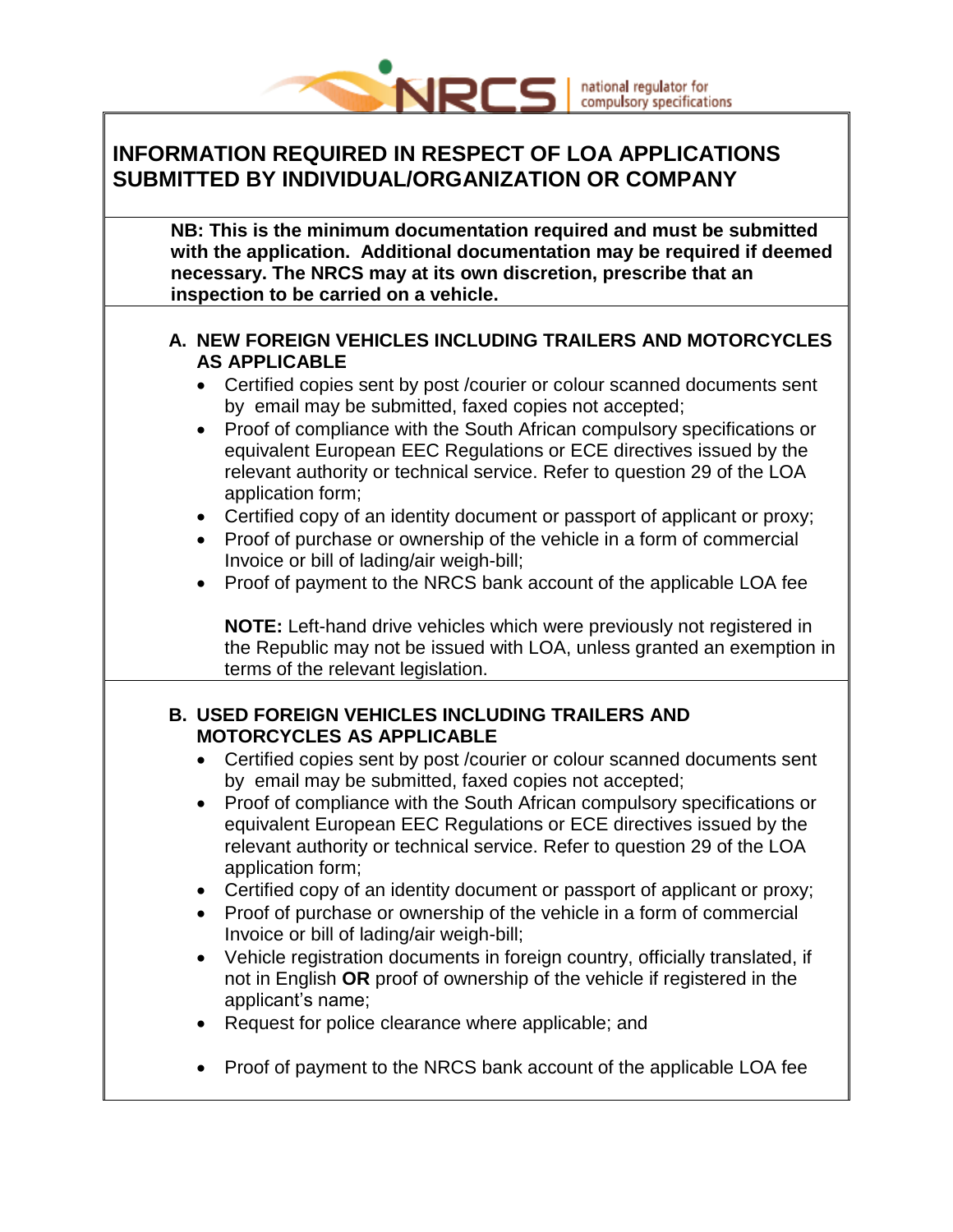# INFORMATION REQUIRED IN RESPECT OF LOA APPLICATIONS SUBMITTED BY INDIVIDUAL/ORGANIZATION OR COMPANY

**NB: This is the minimum documentation required and must be submitted with the application. Additional documentation may be required if deemed necessary. The NRCS may at its own discretion, prescribe that an inspection to be carried on a vehicle.**

## A. NEW FOREIGN VEHICLES INCLUDING TRAILERS AND MOTORCYCLES AS APPLICABLE

- Certified copies sent by post /courier or colour scanned documents sent by email may be submitted, faxed copies not accepted;
- Proof of compliance with the South African compulsory specifications or equivalent European EEC Regulations or ECE directives issued by the relevant authority or technical service. Refer to question 29 of the LOA application form;
- Certified copy of an identity document or passport of applicant or proxy;
- Proof of purchase or ownership of the vehicle in a form of commercial Invoice or bill of lading/air weigh-bill;
- Proof of payment to the NRCS bank account of the applicable LOA fee

**NOTE:** Left-hand drive vehicles which were previously not registered in the Republic may not be issued with LOA, unless granted an exemption in terms of the relevant legislation.

## B. USED FOREIGN VEHICLES INCLUDING TRAILERS AND MOTORCYCLES AS APPLICABLE

- Certified copies sent by post /courier or colour scanned documents sent by email may be submitted, faxed copies not accepted;
- Proof of compliance with the South African compulsory specifications or equivalent European EEC Regulations or ECE directives issued by the relevant authority or technical service. Refer to question 29 of the LOA application form;
- Certified copy of an identity document or passport of applicant or proxy;
- Proof of purchase or ownership of the vehicle in a form of commercial Invoice or bill of lading/air weigh-bill;
- Vehicle registration documents in foreign country, officially translated, if not in English **OR** proof of ownership of the vehicle if registered in the applicant's name;
- Request for police clearance where applicable; and
- Proof of payment to the NRCS bank account of the applicable LOA fee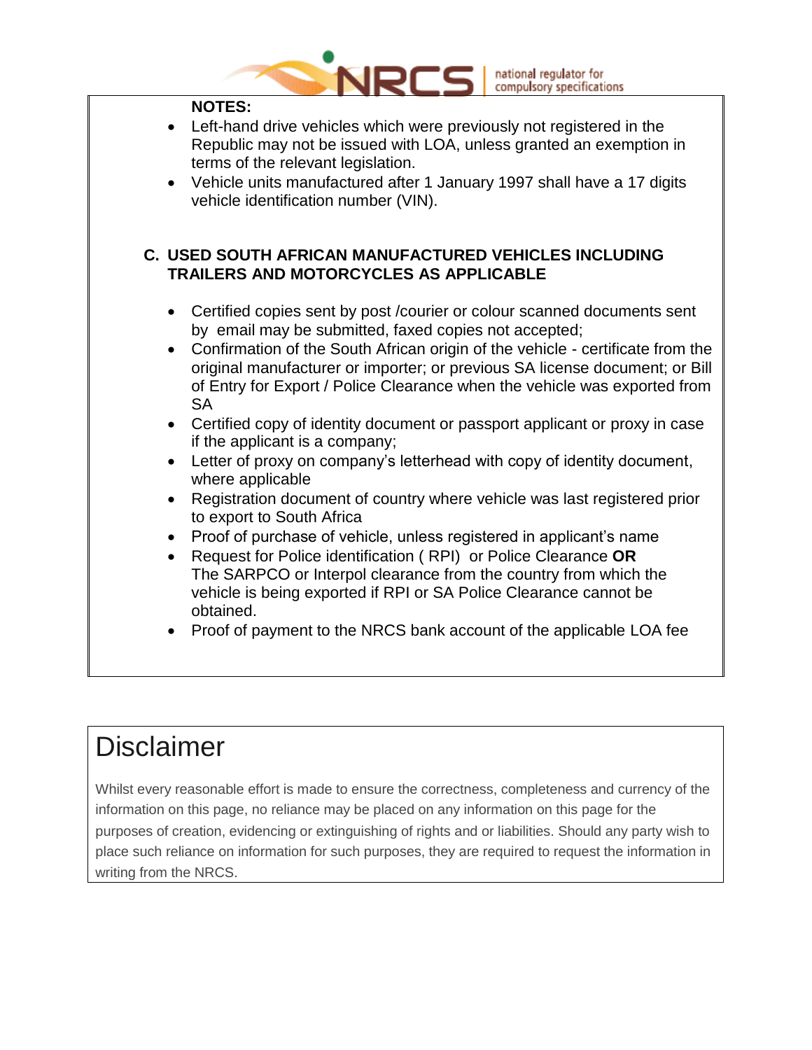**NOTES:**

- Left-hand drive vehicles which were previously not registered in the Republic may not be issued with LOA, unless granted an exemption in terms of the relevant legislation.
- Vehicle units manufactured after 1 January 1997 shall have a 17 digits vehicle identification number (VIN).

### C. USED SOUTH AFRICAN MANUFACTURED VEHICLES INCLUDING TRAILERS AND MOTORCYCLES AS APPLICABLE

- Certified copies sent by post /courier or colour scanned documents sent by email may be submitted, faxed copies not accepted;
- Confirmation of the South African origin of the vehicle - certificate from the original manufacturer or importer; or previous SA license document; or Bill of Entry for Export / Police Clearance when the vehicle was exported from SA
- Certified copy of identity document or passport applicant or proxy in case if the applicant is a company;
- Letter of proxy on company's letterhead with copy of identity document, where applicable
- Registration document of country where vehicle was last registered prior to export to South Africa
- Proof of purchase of vehicle, unless registered in applicant's name
- Request for Police identification ( RPI) or Police Clearance **OR** The SARPCO or Interpol clearance from the country from which the vehicle is being exported if RPI or SA Police Clearance cannot be obtained.
- Proof of payment to the NRCS bank account of the applicable LOA fee

# Disclaimer

Whilst every reasonable effort is made to ensure the correctness, completeness and currency of the information on this page, no reliance may be placed on any information on this page for the purposes of creation, evidencing or extinguishing of rights and or liabilities. Should any party wish to place such reliance on information for such purposes, they are required to request the information in writing from the NRCS.